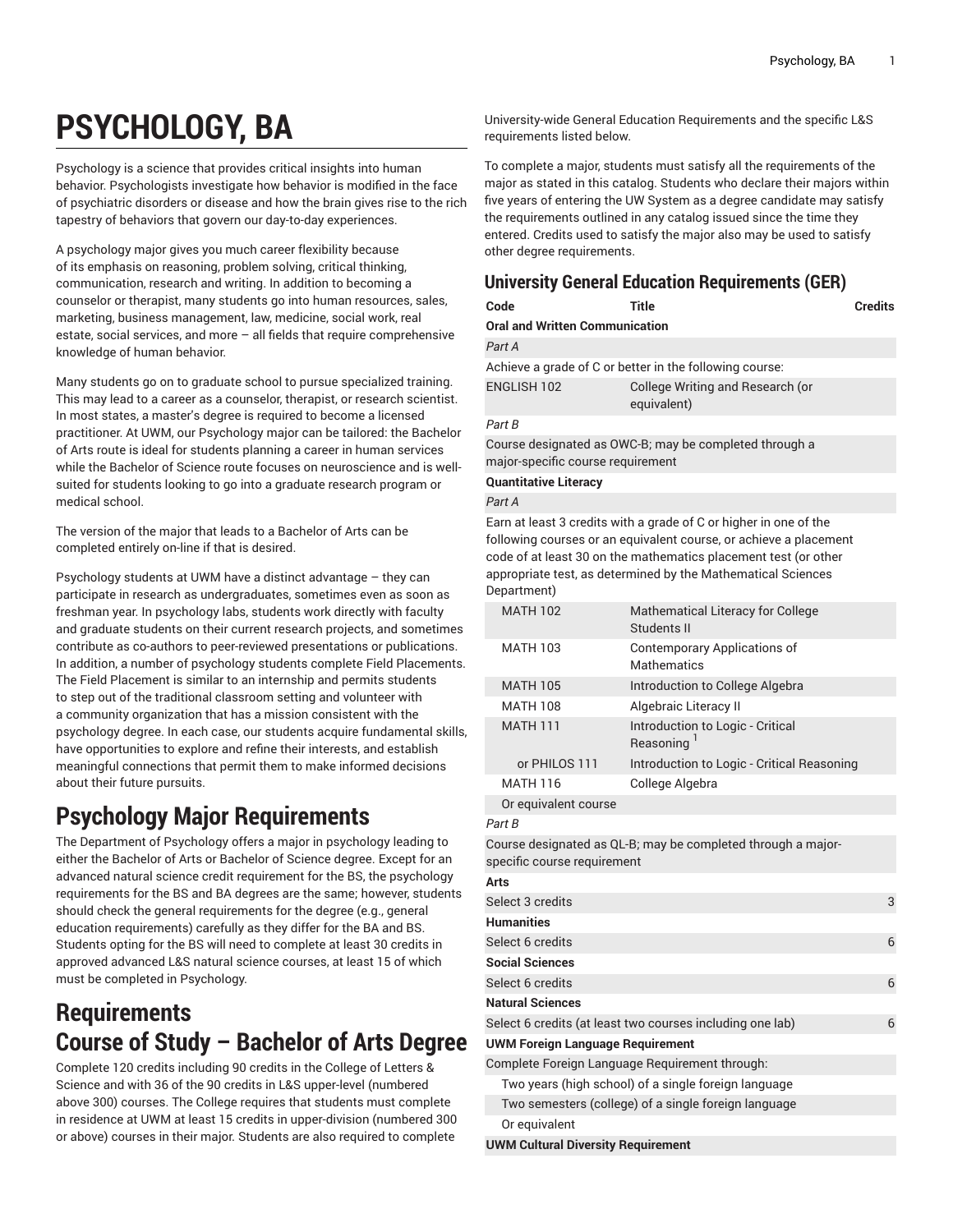# PSYCHOLOGY, BA

Psychology is a science that provides critical insights into human behavior. Psychologists investigate how behavior is modified in the face of psychiatric disorders or disease and how the brain gives rise to the rich tapestry of behaviors that govern our day-to-day experiences.

A psychology major gives you much career flexibility because of its emphasis on reasoning, problem solving, critical thinking, communication, research and writing. In addition to becoming a counselor or therapist, many students go into human resources, sales, marketing, business management, law, medicine, social work, real estate, social services, and more – all fields that require comprehensive knowledge of human behavior.

Many students go on to graduate school to pursue specialized training. This may lead to a career as a counselor, therapist, or research scientist. In most states, a master's degree is required to become a licensed practitioner. At UWM, our Psychology major can be tailored: the Bachelor of Arts route is ideal for students planning a career in human services while the Bachelor of Science route focuses on neuroscience and is well-suited for students looking to go into a graduate research program or medical school.

The version of the major that leads to a Bachelor of Arts can be completed entirely on-line if that is desired.

Psychology students at UWM have a distinct advantage – they can participate in research as undergraduates, sometimes even as soon as freshman year. In psychology labs, students work directly with faculty and graduate students on their current research projects, and sometimes contribute as co-authors to peer-reviewed presentations or publications. In addition, a number of psychology students complete Field Placements. The Field Placement is similar to an internship and permits students to step out of the traditional classroom setting and volunteer with a community organization that has a mission consistent with the psychology degree. In each case, our students acquire fundamental skills, have opportunities to explore and refine their interests, and establish meaningful connections that permit them to make informed decisions about their future pursuits.

# Psychology Major Requirements

The Department of Psychology offers a major in psychology leading to either the Bachelor of Arts or Bachelor of Science degree. Except for an advanced natural science credit requirement for the BS, the psychology requirements for the BS and BA degrees are the same; however, students should check the general requirements for the degree (e.g., general education requirements) carefully as they differ for the BA and BS. Students opting for the BS will need to complete at least 30 credits in approved advanced L&S natural science courses, at least 15 of which must be completed in Psychology.

# Requirements
# Course of Study – Bachelor of Arts Degree

Complete 120 credits including 90 credits in the College of Letters & Science and with 36 of the 90 credits in L&S upper-level (numbered above 300) courses. The College requires that students must complete in residence at UWM at least 15 credits in upper-division (numbered 300 or above) courses in their major. Students are also required to complete University-wide General Education Requirements and the specific L&S requirements listed below.

To complete a major, students must satisfy all the requirements of the major as stated in this catalog. Students who declare their majors within five years of entering the UW System as a degree candidate may satisfy the requirements outlined in any catalog issued since the time they entered. Credits used to satisfy the major also may be used to satisfy other degree requirements.

## University General Education Requirements (GER)

| Code | Title | Credits |
|---|---|---|
| **Oral and Written Communication** | | |
| *Part A* | | |
| Achieve a grade of C or better in the following course: | | |
| ENGLISH 102 | College Writing and Research (or equivalent) | |
| *Part B* | | |
| Course designated as OWC-B; may be completed through a major-specific course requirement | | |
| **Quantitative Literacy** | | |
| *Part A* | | |
| Earn at least 3 credits with a grade of C or higher in one of the following courses or an equivalent course, or achieve a placement code of at least 30 on the mathematics placement test (or other appropriate test, as determined by the Mathematical Sciences Department) | | |
| MATH 102 | Mathematical Literacy for College Students II | |
| MATH 103 | Contemporary Applications of Mathematics | |
| MATH 105 | Introduction to College Algebra | |
| MATH 108 | Algebraic Literacy II | |
| MATH 111 | Introduction to Logic - Critical Reasoning [1] | |
| or PHILOS 111 | Introduction to Logic - Critical Reasoning | |
| MATH 116 | College Algebra | |
| Or equivalent course | | |
| *Part B* | | |
| Course designated as QL-B; may be completed through a major-specific course requirement | | |
| **Arts** | | |
| Select 3 credits | | 3 |
| **Humanities** | | |
| Select 6 credits | | 6 |
| **Social Sciences** | | |
| Select 6 credits | | 6 |
| **Natural Sciences** | | |
| Select 6 credits (at least two courses including one lab) | | 6 |
| **UWM Foreign Language Requirement** | | |
| Complete Foreign Language Requirement through: | | |
| Two years (high school) of a single foreign language | | |
| Two semesters (college) of a single foreign language | | |
| Or equivalent | | |
| **UWM Cultural Diversity Requirement** | | |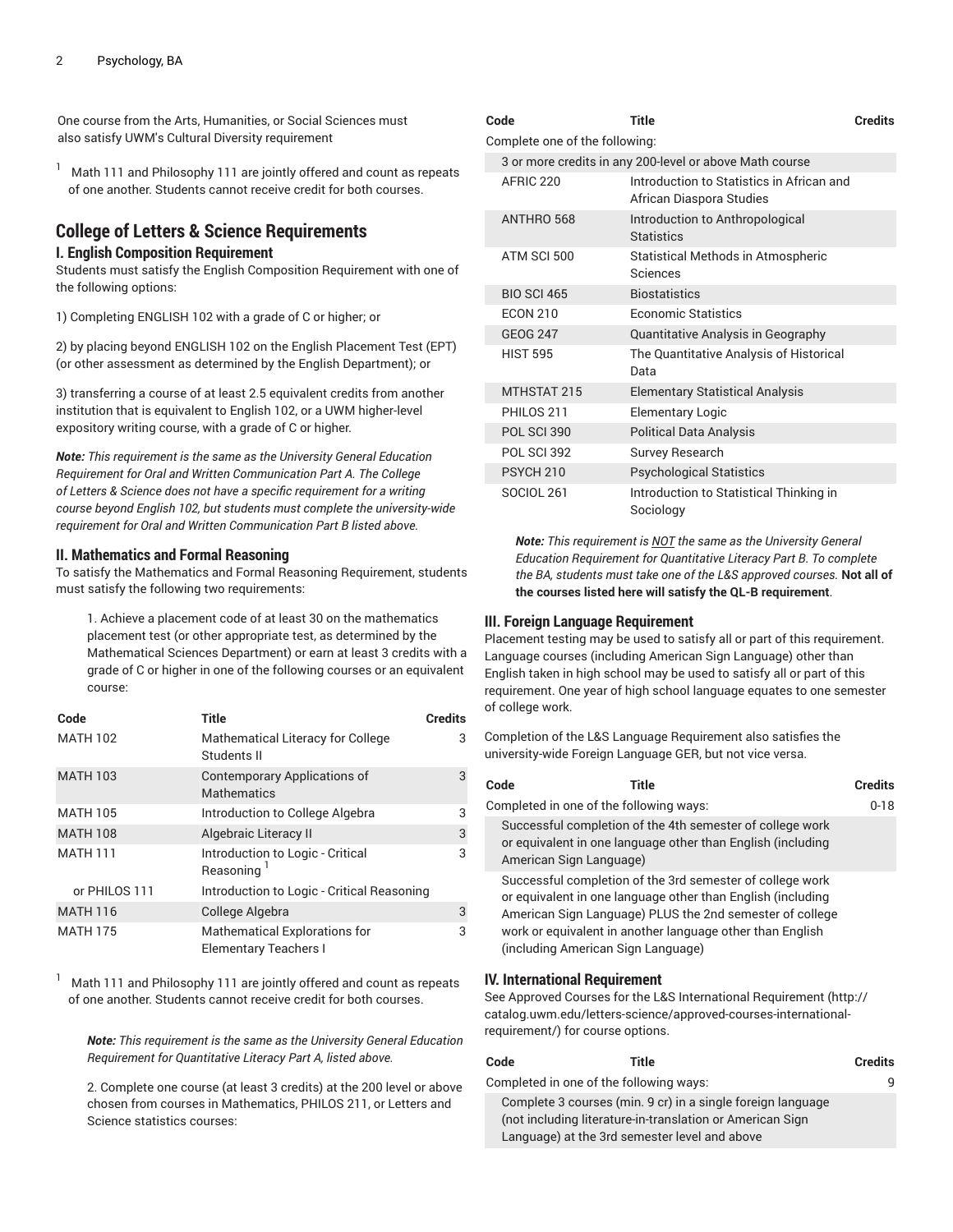One course from the Arts, Humanities, or Social Sciences must also satisfy UWM's Cultural Diversity requirement

[1] Math 111 and Philosophy 111 are jointly offered and count as repeats of one another. Students cannot receive credit for both courses.

## College of Letters & Science Requirements

### I. English Composition Requirement

Students must satisfy the English Composition Requirement with one of the following options:

1) Completing ENGLISH 102 with a grade of C or higher; or

2) by placing beyond ENGLISH 102 on the English Placement Test (EPT) (or other assessment as determined by the English Department); or

3) transferring a course of at least 2.5 equivalent credits from another institution that is equivalent to English 102, or a UWM higher-level expository writing course, with a grade of C or higher.

***Note:** This requirement is the same as the University General Education Requirement for Oral and Written Communication Part A. The College of Letters & Science does not have a specific requirement for a writing course beyond English 102, but students must complete the university-wide requirement for Oral and Written Communication Part B listed above.*

### II. Mathematics and Formal Reasoning

To satisfy the Mathematics and Formal Reasoning Requirement, students must satisfy the following two requirements:

1. Achieve a placement code of at least 30 on the mathematics placement test (or other appropriate test, as determined by the Mathematical Sciences Department) or earn at least 3 credits with a grade of C or higher in one of the following courses or an equivalent course:

| Code | Title | Credits |
|---|---|---|
| MATH 102 | Mathematical Literacy for College Students II | 3 |
| MATH 103 | Contemporary Applications of Mathematics | 3 |
| MATH 105 | Introduction to College Algebra | 3 |
| MATH 108 | Algebraic Literacy II | 3 |
| MATH 111 | Introduction to Logic - Critical Reasoning [1] | 3 |
| or PHILOS 111 | Introduction to Logic - Critical Reasoning | |
| MATH 116 | College Algebra | 3 |
| MATH 175 | Mathematical Explorations for Elementary Teachers I | 3 |

[1] Math 111 and Philosophy 111 are jointly offered and count as repeats of one another. Students cannot receive credit for both courses.

***Note:** This requirement is the same as the University General Education Requirement for Quantitative Literacy Part A, listed above.*

2. Complete one course (at least 3 credits) at the 200 level or above chosen from courses in Mathematics, PHILOS 211, or Letters and Science statistics courses:

| Code | Title | Credits |
|---|---|---|
| Complete one of the following: | | |
| 3 or more credits in any 200-level or above Math course | | |
| AFRIC 220 | Introduction to Statistics in African and African Diaspora Studies | |
| ANTHRO 568 | Introduction to Anthropological Statistics | |
| ATM SCI 500 | Statistical Methods in Atmospheric Sciences | |
| BIO SCI 465 | Biostatistics | |
| ECON 210 | Economic Statistics | |
| GEOG 247 | Quantitative Analysis in Geography | |
| HIST 595 | The Quantitative Analysis of Historical Data | |
| MTHSTAT 215 | Elementary Statistical Analysis | |
| PHILOS 211 | Elementary Logic | |
| POL SCI 390 | Political Data Analysis | |
| POL SCI 392 | Survey Research | |
| PSYCH 210 | Psychological Statistics | |
| SOCIOL 261 | Introduction to Statistical Thinking in Sociology | |

***Note:** This requirement is NOT the same as the University General Education Requirement for Quantitative Literacy Part B. To complete the BA, students must take one of the L&S approved courses.* **Not all of the courses listed here will satisfy the QL-B requirement**.

### III. Foreign Language Requirement

Placement testing may be used to satisfy all or part of this requirement. Language courses (including American Sign Language) other than English taken in high school may be used to satisfy all or part of this requirement. One year of high school language equates to one semester of college work.

Completion of the L&S Language Requirement also satisfies the university-wide Foreign Language GER, but not vice versa.

| Code | Title | Credits |
|---|---|---|
| Completed in one of the following ways: | | 0-18 |
| Successful completion of the 4th semester of college work or equivalent in one language other than English (including American Sign Language) | | |
| Successful completion of the 3rd semester of college work or equivalent in one language other than English (including American Sign Language) PLUS the 2nd semester of college work or equivalent in another language other than English (including American Sign Language) | | |

### IV. International Requirement

See Approved Courses for the L&S International Requirement (http://catalog.uwm.edu/letters-science/approved-courses-international-requirement/) for course options.

| Code | Title | Credits |
|---|---|---|
| Completed in one of the following ways: | | 9 |
| Complete 3 courses (min. 9 cr) in a single foreign language (not including literature-in-translation or American Sign Language) at the 3rd semester level and above | | |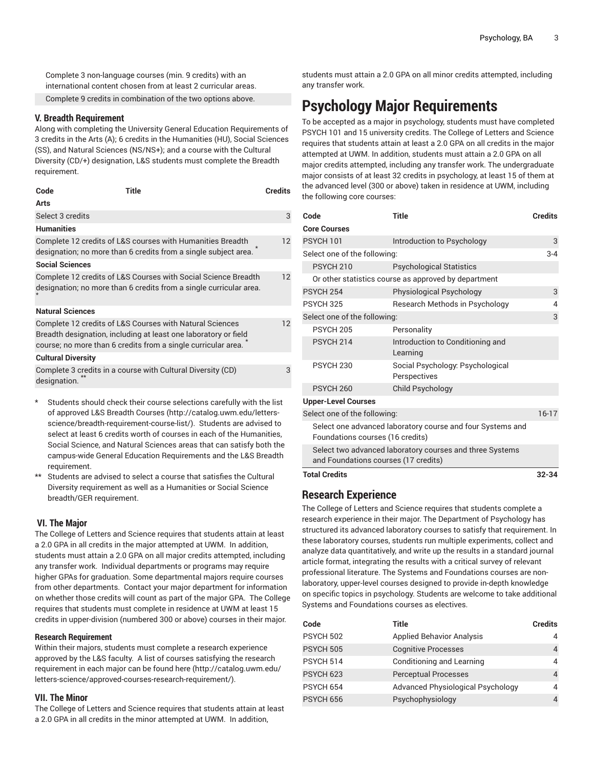Complete 3 non-language courses (min. 9 credits) with an international content chosen from at least 2 curricular areas.

Complete 9 credits in combination of the two options above.

### V. Breadth Requirement

Along with completing the University General Education Requirements of 3 credits in the Arts (A); 6 credits in the Humanities (HU), Social Sciences (SS), and Natural Sciences (NS/NS+); and a course with the Cultural Diversity (CD/+) designation, L&S students must complete the Breadth requirement.

| Code | Title | Credits |
|---|---|---|
| **Arts** | | |
| Select 3 credits | | 3 |
| **Humanities** | | |
| Complete 12 credits of L&S courses with Humanities Breadth designation; no more than 6 credits from a single subject area. * | | 12 |
| **Social Sciences** | | |
| Complete 12 credits of L&S Courses with Social Science Breadth designation; no more than 6 credits from a single curricular area. * | | 12 |
| **Natural Sciences** | | |
| Complete 12 credits of L&S Courses with Natural Sciences Breadth designation, including at least one laboratory or field course; no more than 6 credits from a single curricular area. * | | 12 |
| **Cultural Diversity** | | |
| Complete 3 credits in a course with Cultural Diversity (CD) designation. ** | | 3 |

\* Students should check their course selections carefully with the list of approved L&S Breadth Courses (http://catalog.uwm.edu/letters-science/breadth-requirement-course-list/). Students are advised to select at least 6 credits worth of courses in each of the Humanities, Social Science, and Natural Sciences areas that can satisfy both the campus-wide General Education Requirements and the L&S Breadth requirement.

\*\* Students are advised to select a course that satisfies the Cultural Diversity requirement as well as a Humanities or Social Science breadth/GER requirement.

### VI. The Major

The College of Letters and Science requires that students attain at least a 2.0 GPA in all credits in the major attempted at UWM. In addition, students must attain a 2.0 GPA on all major credits attempted, including any transfer work. Individual departments or programs may require higher GPAs for graduation. Some departmental majors require courses from other departments. Contact your major department for information on whether those credits will count as part of the major GPA. The College requires that students must complete in residence at UWM at least 15 credits in upper-division (numbered 300 or above) courses in their major.

#### Research Requirement

Within their majors, students must complete a research experience approved by the L&S faculty. A list of courses satisfying the research requirement in each major can be found here (http://catalog.uwm.edu/letters-science/approved-courses-research-requirement/).

### VII. The Minor

The College of Letters and Science requires that students attain at least a 2.0 GPA in all credits in the minor attempted at UWM. In addition, students must attain a 2.0 GPA on all minor credits attempted, including any transfer work.

## Psychology Major Requirements

To be accepted as a major in psychology, students must have completed PSYCH 101 and 15 university credits. The College of Letters and Science requires that students attain at least a 2.0 GPA on all credits in the major attempted at UWM. In addition, students must attain a 2.0 GPA on all major credits attempted, including any transfer work. The undergraduate major consists of at least 32 credits in psychology, at least 15 of them at the advanced level (300 or above) taken in residence at UWM, including the following core courses:

| Code | Title | Credits |
|---|---|---|
| **Core Courses** | | |
| PSYCH 101 | Introduction to Psychology | 3 |
| Select one of the following: | | 3-4 |
| PSYCH 210 | Psychological Statistics | |
| Or other statistics course as approved by department | | |
| PSYCH 254 | Physiological Psychology | 3 |
| PSYCH 325 | Research Methods in Psychology | 4 |
| Select one of the following: | | 3 |
| PSYCH 205 | Personality | |
| PSYCH 214 | Introduction to Conditioning and Learning | |
| PSYCH 230 | Social Psychology: Psychological Perspectives | |
| PSYCH 260 | Child Psychology | |
| **Upper-Level Courses** | | |
| Select one of the following: | | 16-17 |
| Select one advanced laboratory course and four Systems and Foundations courses (16 credits) | | |
| Select two advanced laboratory courses and three Systems and Foundations courses (17 credits) | | |
| **Total Credits** | | **32-34** |

### Research Experience

The College of Letters and Science requires that students complete a research experience in their major. The Department of Psychology has structured its advanced laboratory courses to satisfy that requirement. In these laboratory courses, students run multiple experiments, collect and analyze data quantitatively, and write up the results in a standard journal article format, integrating the results with a critical survey of relevant professional literature. The Systems and Foundations courses are non-laboratory, upper-level courses designed to provide in-depth knowledge on specific topics in psychology. Students are welcome to take additional Systems and Foundations courses as electives.

| Code | Title | Credits |
|---|---|---|
| PSYCH 502 | Applied Behavior Analysis | 4 |
| PSYCH 505 | Cognitive Processes | 4 |
| PSYCH 514 | Conditioning and Learning | 4 |
| PSYCH 623 | Perceptual Processes | 4 |
| PSYCH 654 | Advanced Physiological Psychology | 4 |
| PSYCH 656 | Psychophysiology | 4 |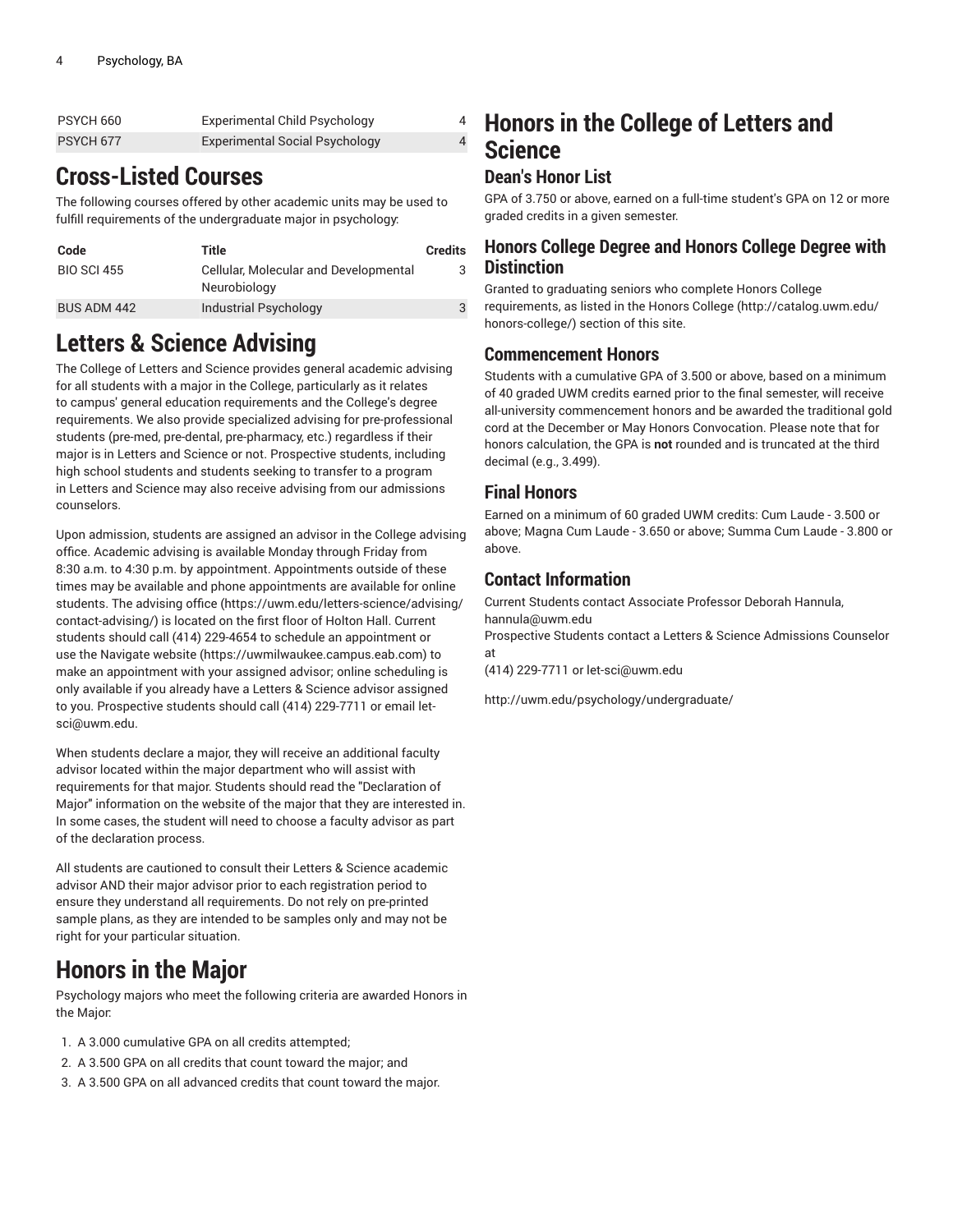| | | |
|---|---|---|
| PSYCH 660 | Experimental Child Psychology | 4 |
| PSYCH 677 | Experimental Social Psychology | 4 |

# Cross-Listed Courses

The following courses offered by other academic units may be used to fulfill requirements of the undergraduate major in psychology:

| Code | Title | Credits |
|---|---|---|
| BIO SCI 455 | Cellular, Molecular and Developmental Neurobiology | 3 |
| BUS ADM 442 | Industrial Psychology | 3 |

# Letters & Science Advising

The College of Letters and Science provides general academic advising for all students with a major in the College, particularly as it relates to campus' general education requirements and the College's degree requirements. We also provide specialized advising for pre-professional students (pre-med, pre-dental, pre-pharmacy, etc.) regardless if their major is in Letters and Science or not. Prospective students, including high school students and students seeking to transfer to a program in Letters and Science may also receive advising from our admissions counselors.

Upon admission, students are assigned an advisor in the College advising office. Academic advising is available Monday through Friday from 8:30 a.m. to 4:30 p.m. by appointment. Appointments outside of these times may be available and phone appointments are available for online students. The advising office (https://uwm.edu/letters-science/advising/contact-advising/) is located on the first floor of Holton Hall. Current students should call (414) 229-4654 to schedule an appointment or use the Navigate website (https://uwmilwaukee.campus.eab.com) to make an appointment with your assigned advisor; online scheduling is only available if you already have a Letters & Science advisor assigned to you. Prospective students should call (414) 229-7711 or email let-sci@uwm.edu.

When students declare a major, they will receive an additional faculty advisor located within the major department who will assist with requirements for that major. Students should read the "Declaration of Major" information on the website of the major that they are interested in. In some cases, the student will need to choose a faculty advisor as part of the declaration process.

All students are cautioned to consult their Letters & Science academic advisor AND their major advisor prior to each registration period to ensure they understand all requirements. Do not rely on pre-printed sample plans, as they are intended to be samples only and may not be right for your particular situation.

# Honors in the Major

Psychology majors who meet the following criteria are awarded Honors in the Major:

1. A 3.000 cumulative GPA on all credits attempted;
2. A 3.500 GPA on all credits that count toward the major; and
3. A 3.500 GPA on all advanced credits that count toward the major.

# Honors in the College of Letters and Science

## Dean's Honor List

GPA of 3.750 or above, earned on a full-time student's GPA on 12 or more graded credits in a given semester.

## Honors College Degree and Honors College Degree with Distinction

Granted to graduating seniors who complete Honors College requirements, as listed in the Honors College (http://catalog.uwm.edu/honors-college/) section of this site.

## Commencement Honors

Students with a cumulative GPA of 3.500 or above, based on a minimum of 40 graded UWM credits earned prior to the final semester, will receive all-university commencement honors and be awarded the traditional gold cord at the December or May Honors Convocation. Please note that for honors calculation, the GPA is **not** rounded and is truncated at the third decimal (e.g., 3.499).

## Final Honors

Earned on a minimum of 60 graded UWM credits: Cum Laude - 3.500 or above; Magna Cum Laude - 3.650 or above; Summa Cum Laude - 3.800 or above.

## Contact Information

Current Students contact Associate Professor Deborah Hannula, hannula@uwm.edu
Prospective Students contact a Letters & Science Admissions Counselor at
(414) 229-7711 or let-sci@uwm.edu

http://uwm.edu/psychology/undergraduate/